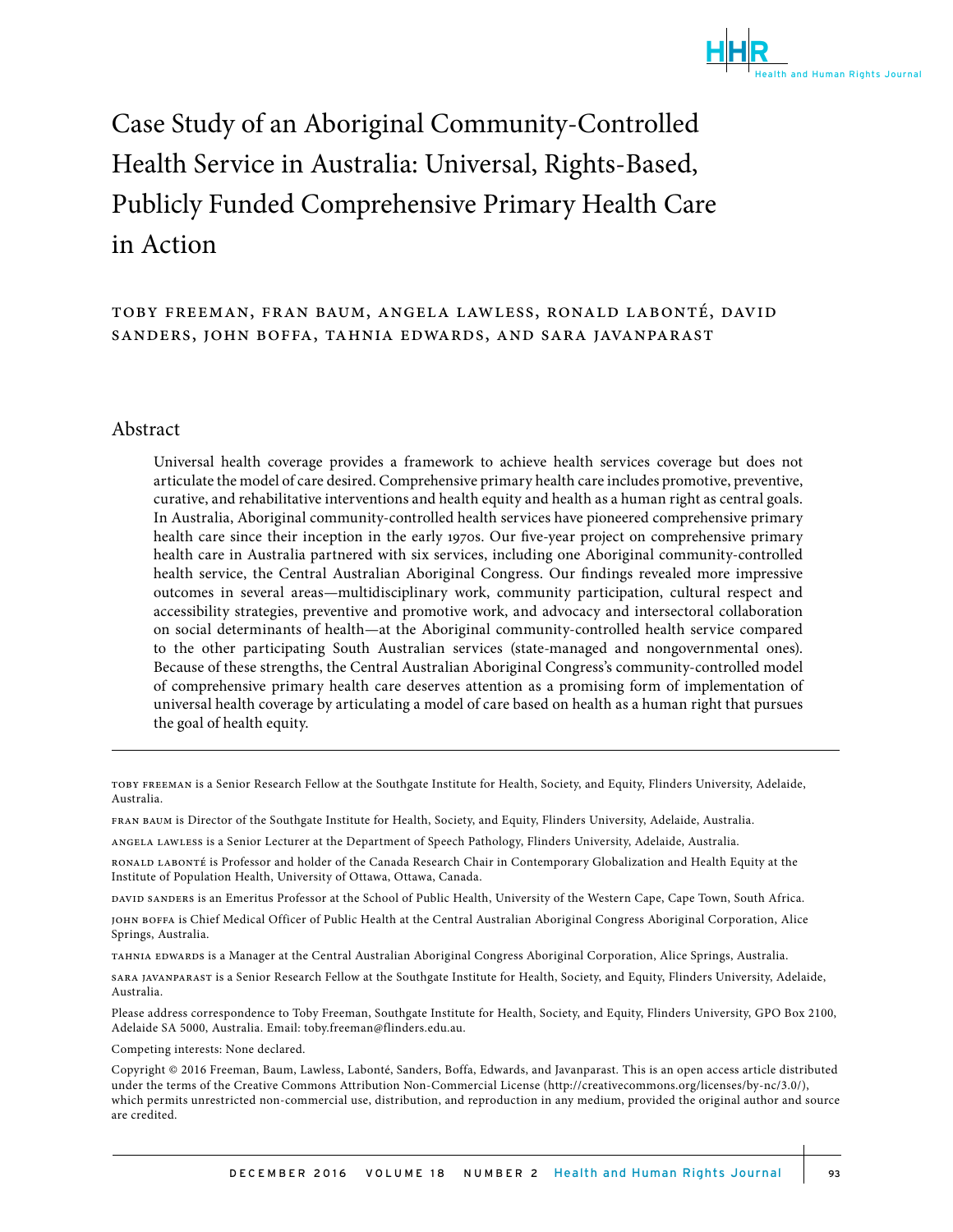# Case Study of an Aboriginal Community-Controlled Health Service in Australia: Universal, Rights-Based, Publicly Funded Comprehensive Primary Health Care in Action

TOBY FREEMAN, FRAN BAUM, ANGELA LAWLESS, RONALD LABONTÉ, DAVID SANDERS, JOHN BOFFA, TAHNIA EDWARDS, AND SARA JAVANPARAST

## Abstract

Universal health coverage provides a framework to achieve health services coverage but does not articulate the model of care desired. Comprehensive primary health care includes promotive, preventive, curative, and rehabilitative interventions and health equity and health as a human right as central goals. In Australia, Aboriginal community-controlled health services have pioneered comprehensive primary health care since their inception in the early 1970s. Our five-year project on comprehensive primary health care in Australia partnered with six services, including one Aboriginal community-controlled health service, the Central Australian Aboriginal Congress. Our findings revealed more impressive outcomes in several areas—multidisciplinary work, community participation, cultural respect and accessibility strategies, preventive and promotive work, and advocacy and intersectoral collaboration on social determinants of health—at the Aboriginal community-controlled health service compared to the other participating South Australian services (state-managed and nongovernmental ones). Because of these strengths, the Central Australian Aboriginal Congress's community-controlled model of comprehensive primary health care deserves attention as a promising form of implementation of universal health coverage by articulating a model of care based on health as a human right that pursues the goal of health equity.

---

TOBY FREEMAN is a Senior Research Fellow at the Southgate Institute for Health, Society, and Equity, Flinders University, Adelaide, Australia.

FRAN BAUM is Director of the Southgate Institute for Health, Society, and Equity, Flinders University, Adelaide, Australia.

ANGELA LAWLESS is a Senior Lecturer at the Department of Speech Pathology, Flinders University, Adelaide, Australia.

RONALD LABONTÉ is Professor and holder of the Canada Research Chair in Contemporary Globalization and Health Equity at the Institute of Population Health, University of Ottawa, Ottawa, Canada.

DAVID SANDERS is an Emeritus Professor at the School of Public Health, University of the Western Cape, Cape Town, South Africa.

JOHN BOFFA is Chief Medical Officer of Public Health at the Central Australian Aboriginal Congress Aboriginal Corporation, Alice Springs, Australia.

TAHNIA EDWARDS is a Manager at the Central Australian Aboriginal Congress Aboriginal Corporation, Alice Springs, Australia.

SARA JAVANPARAST is a Senior Research Fellow at the Southgate Institute for Health, Society, and Equity, Flinders University, Adelaide, Australia.

Please address correspondence to Toby Freeman, Southgate Institute for Health, Society, and Equity, Flinders University, GPO Box 2100, Adelaide SA 5000, Australia. Email: toby.freeman@flinders.edu.au.

Competing interests: None declared.

Copyright © 2016 Freeman, Baum, Lawless, Labonté, Sanders, Boffa, Edwards, and Javanparast. This is an open access article distributed under the terms of the Creative Commons Attribution Non-Commercial License (http://creativecommons.org/licenses/by-nc/3.0/), which permits unrestricted non-commercial use, distribution, and reproduction in any medium, provided the original author and source are credited.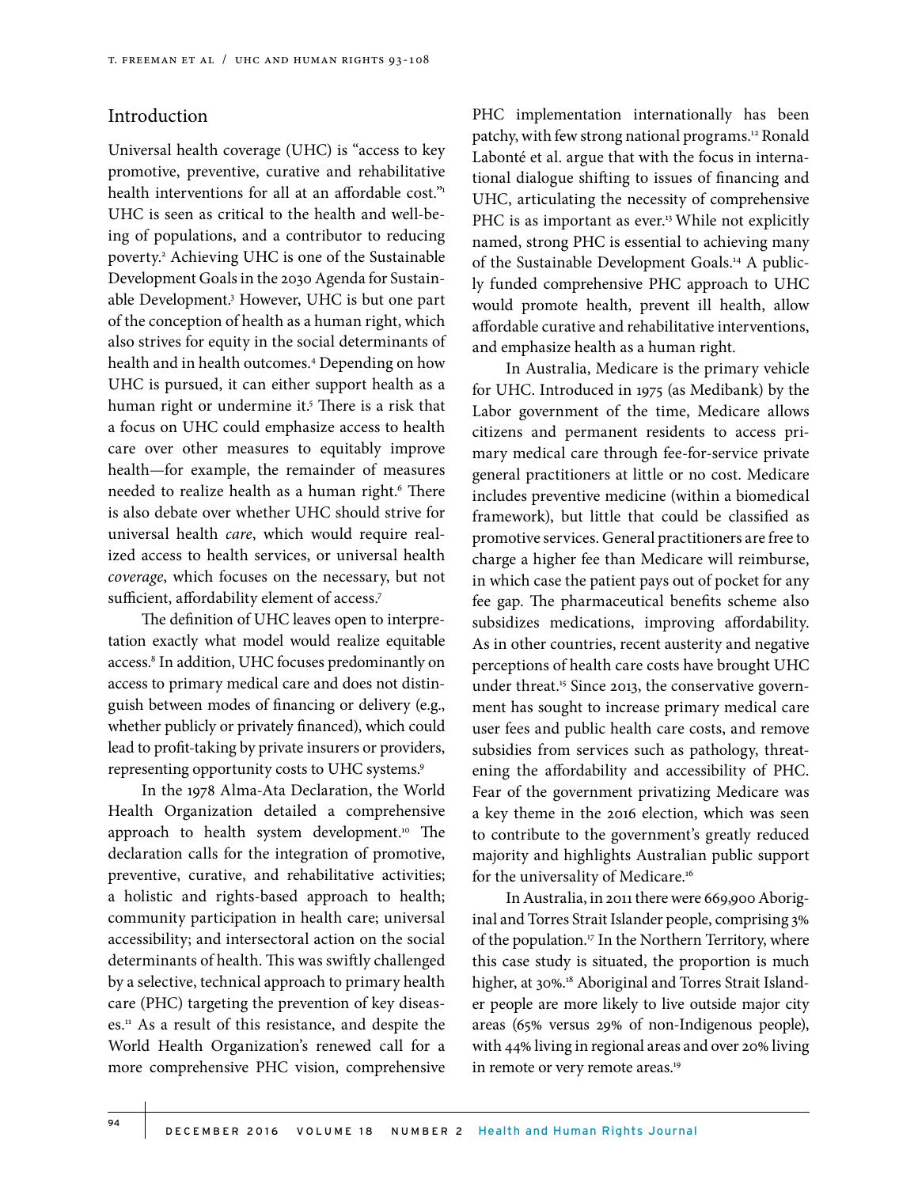## Introduction

Universal health coverage (UHC) is "access to key promotive, preventive, curative and rehabilitative health interventions for all at an affordable cost."[1] UHC is seen as critical to the health and well-being of populations, and a contributor to reducing poverty.[2] Achieving UHC is one of the Sustainable Development Goals in the 2030 Agenda for Sustainable Development.[3] However, UHC is but one part of the conception of health as a human right, which also strives for equity in the social determinants of health and in health outcomes.[4] Depending on how UHC is pursued, it can either support health as a human right or undermine it.[5] There is a risk that a focus on UHC could emphasize access to health care over other measures to equitably improve health—for example, the remainder of measures needed to realize health as a human right.[6] There is also debate over whether UHC should strive for universal health *care*, which would require realized access to health services, or universal health *coverage*, which focuses on the necessary, but not sufficient, affordability element of access.[7]

The definition of UHC leaves open to interpretation exactly what model would realize equitable access.[8] In addition, UHC focuses predominantly on access to primary medical care and does not distinguish between modes of financing or delivery (e.g., whether publicly or privately financed), which could lead to profit-taking by private insurers or providers, representing opportunity costs to UHC systems.[9]

In the 1978 Alma-Ata Declaration, the World Health Organization detailed a comprehensive approach to health system development.[10] The declaration calls for the integration of promotive, preventive, curative, and rehabilitative activities; a holistic and rights-based approach to health; community participation in health care; universal accessibility; and intersectoral action on the social determinants of health. This was swiftly challenged by a selective, technical approach to primary health care (PHC) targeting the prevention of key diseases.[11] As a result of this resistance, and despite the World Health Organization's renewed call for a more comprehensive PHC vision, comprehensive PHC implementation internationally has been patchy, with few strong national programs.[12] Ronald Labonté et al. argue that with the focus in international dialogue shifting to issues of financing and UHC, articulating the necessity of comprehensive PHC is as important as ever.[13] While not explicitly named, strong PHC is essential to achieving many of the Sustainable Development Goals.[14] A publicly funded comprehensive PHC approach to UHC would promote health, prevent ill health, allow affordable curative and rehabilitative interventions, and emphasize health as a human right.

In Australia, Medicare is the primary vehicle for UHC. Introduced in 1975 (as Medibank) by the Labor government of the time, Medicare allows citizens and permanent residents to access primary medical care through fee-for-service private general practitioners at little or no cost. Medicare includes preventive medicine (within a biomedical framework), but little that could be classified as promotive services. General practitioners are free to charge a higher fee than Medicare will reimburse, in which case the patient pays out of pocket for any fee gap. The pharmaceutical benefits scheme also subsidizes medications, improving affordability. As in other countries, recent austerity and negative perceptions of health care costs have brought UHC under threat.[15] Since 2013, the conservative government has sought to increase primary medical care user fees and public health care costs, and remove subsidies from services such as pathology, threatening the affordability and accessibility of PHC. Fear of the government privatizing Medicare was a key theme in the 2016 election, which was seen to contribute to the government's greatly reduced majority and highlights Australian public support for the universality of Medicare.[16]

In Australia, in 2011 there were 669,900 Aboriginal and Torres Strait Islander people, comprising 3% of the population.[17] In the Northern Territory, where this case study is situated, the proportion is much higher, at 30%.[18] Aboriginal and Torres Strait Islander people are more likely to live outside major city areas (65% versus 29% of non-Indigenous people), with 44% living in regional areas and over 20% living in remote or very remote areas.[19]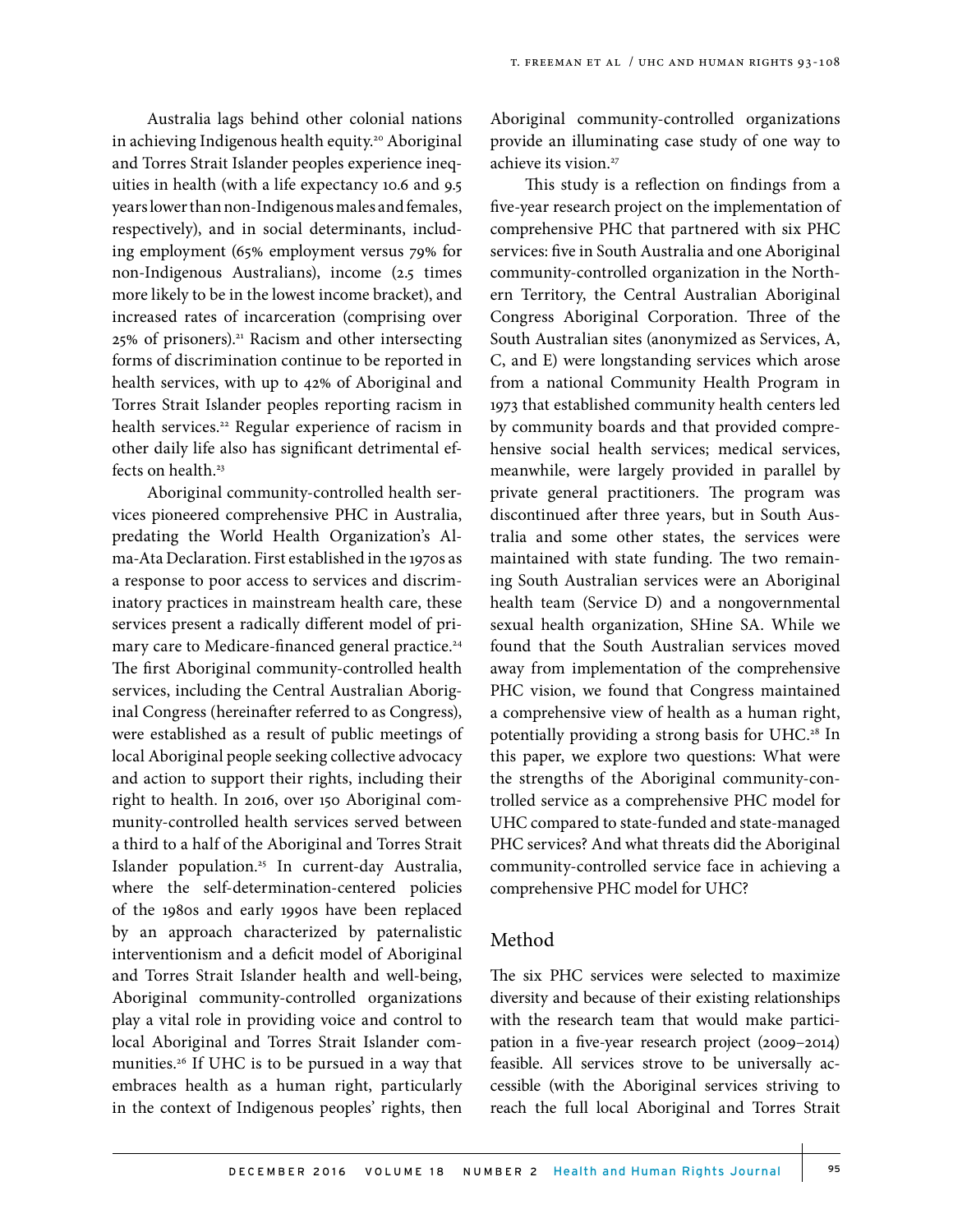Australia lags behind other colonial nations in achieving Indigenous health equity.[20] Aboriginal and Torres Strait Islander peoples experience inequities in health (with a life expectancy 10.6 and 9.5 years lower than non-Indigenous males and females, respectively), and in social determinants, including employment (65% employment versus 79% for non-Indigenous Australians), income (2.5 times more likely to be in the lowest income bracket), and increased rates of incarceration (comprising over 25% of prisoners).[21] Racism and other intersecting forms of discrimination continue to be reported in health services, with up to 42% of Aboriginal and Torres Strait Islander peoples reporting racism in health services.[22] Regular experience of racism in other daily life also has significant detrimental effects on health.[23]

Aboriginal community-controlled health services pioneered comprehensive PHC in Australia, predating the World Health Organization's Alma-Ata Declaration. First established in the 1970s as a response to poor access to services and discriminatory practices in mainstream health care, these services present a radically different model of primary care to Medicare-financed general practice.[24] The first Aboriginal community-controlled health services, including the Central Australian Aboriginal Congress (hereinafter referred to as Congress), were established as a result of public meetings of local Aboriginal people seeking collective advocacy and action to support their rights, including their right to health. In 2016, over 150 Aboriginal community-controlled health services served between a third to a half of the Aboriginal and Torres Strait Islander population.[25] In current-day Australia, where the self-determination-centered policies of the 1980s and early 1990s have been replaced by an approach characterized by paternalistic interventionism and a deficit model of Aboriginal and Torres Strait Islander health and well-being, Aboriginal community-controlled organizations play a vital role in providing voice and control to local Aboriginal and Torres Strait Islander communities.[26] If UHC is to be pursued in a way that embraces health as a human right, particularly in the context of Indigenous peoples' rights, then Aboriginal community-controlled organizations provide an illuminating case study of one way to achieve its vision.[27]

This study is a reflection on findings from a five-year research project on the implementation of comprehensive PHC that partnered with six PHC services: five in South Australia and one Aboriginal community-controlled organization in the Northern Territory, the Central Australian Aboriginal Congress Aboriginal Corporation. Three of the South Australian sites (anonymized as Services, A, C, and E) were longstanding services which arose from a national Community Health Program in 1973 that established community health centers led by community boards and that provided comprehensive social health services; medical services, meanwhile, were largely provided in parallel by private general practitioners. The program was discontinued after three years, but in South Australia and some other states, the services were maintained with state funding. The two remaining South Australian services were an Aboriginal health team (Service D) and a nongovernmental sexual health organization, SHine SA. While we found that the South Australian services moved away from implementation of the comprehensive PHC vision, we found that Congress maintained a comprehensive view of health as a human right, potentially providing a strong basis for UHC.[28] In this paper, we explore two questions: What were the strengths of the Aboriginal community-controlled service as a comprehensive PHC model for UHC compared to state-funded and state-managed PHC services? And what threats did the Aboriginal community-controlled service face in achieving a comprehensive PHC model for UHC?

## Method

The six PHC services were selected to maximize diversity and because of their existing relationships with the research team that would make participation in a five-year research project (2009–2014) feasible. All services strove to be universally accessible (with the Aboriginal services striving to reach the full local Aboriginal and Torres Strait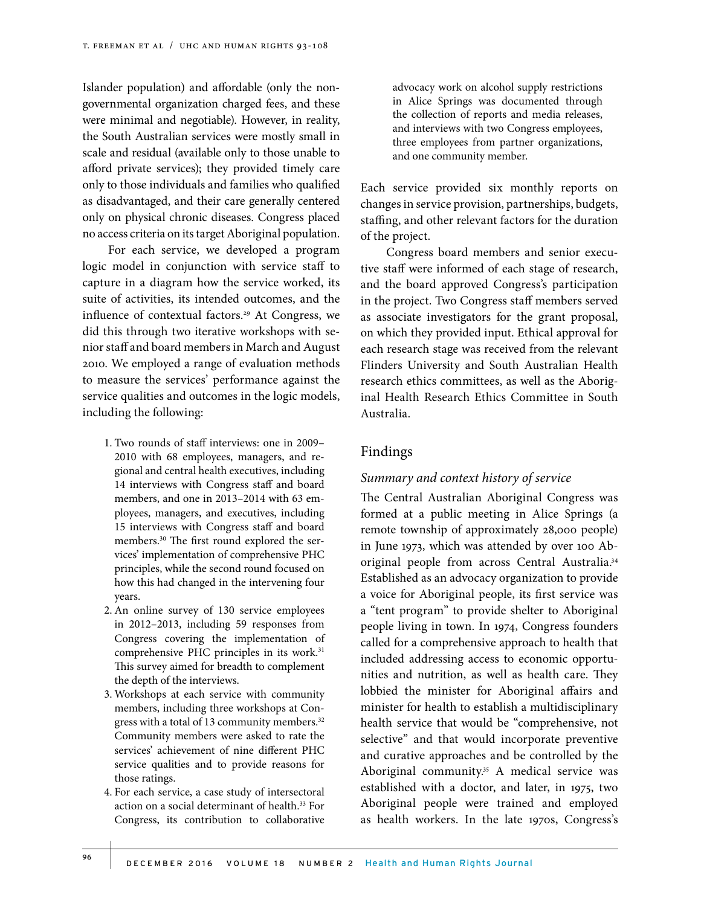Islander population) and affordable (only the non-governmental organization charged fees, and these were minimal and negotiable). However, in reality, the South Australian services were mostly small in scale and residual (available only to those unable to afford private services); they provided timely care only to those individuals and families who qualified as disadvantaged, and their care generally centered only on physical chronic diseases. Congress placed no access criteria on its target Aboriginal population.

For each service, we developed a program logic model in conjunction with service staff to capture in a diagram how the service worked, its suite of activities, its intended outcomes, and the influence of contextual factors.[29] At Congress, we did this through two iterative workshops with senior staff and board members in March and August 2010. We employed a range of evaluation methods to measure the services' performance against the service qualities and outcomes in the logic models, including the following:

1. Two rounds of staff interviews: one in 2009–2010 with 68 employees, managers, and regional and central health executives, including 14 interviews with Congress staff and board members, and one in 2013–2014 with 63 employees, managers, and executives, including 15 interviews with Congress staff and board members.[30] The first round explored the services' implementation of comprehensive PHC principles, while the second round focused on how this had changed in the intervening four years.
2. An online survey of 130 service employees in 2012–2013, including 59 responses from Congress covering the implementation of comprehensive PHC principles in its work.[31] This survey aimed for breadth to complement the depth of the interviews.
3. Workshops at each service with community members, including three workshops at Congress with a total of 13 community members.[32] Community members were asked to rate the services' achievement of nine different PHC service qualities and to provide reasons for those ratings.
4. For each service, a case study of intersectoral action on a social determinant of health.[33] For Congress, its contribution to collaborative advocacy work on alcohol supply restrictions in Alice Springs was documented through the collection of reports and media releases, and interviews with two Congress employees, three employees from partner organizations, and one community member.

Each service provided six monthly reports on changes in service provision, partnerships, budgets, staffing, and other relevant factors for the duration of the project.

Congress board members and senior executive staff were informed of each stage of research, and the board approved Congress's participation in the project. Two Congress staff members served as associate investigators for the grant proposal, on which they provided input. Ethical approval for each research stage was received from the relevant Flinders University and South Australian Health research ethics committees, as well as the Aboriginal Health Research Ethics Committee in South Australia.

## Findings

### *Summary and context history of service*

The Central Australian Aboriginal Congress was formed at a public meeting in Alice Springs (a remote township of approximately 28,000 people) in June 1973, which was attended by over 100 Aboriginal people from across Central Australia.[34] Established as an advocacy organization to provide a voice for Aboriginal people, its first service was a "tent program" to provide shelter to Aboriginal people living in town. In 1974, Congress founders called for a comprehensive approach to health that included addressing access to economic opportunities and nutrition, as well as health care. They lobbied the minister for Aboriginal affairs and minister for health to establish a multidisciplinary health service that would be "comprehensive, not selective" and that would incorporate preventive and curative approaches and be controlled by the Aboriginal community.[35] A medical service was established with a doctor, and later, in 1975, two Aboriginal people were trained and employed as health workers. In the late 1970s, Congress's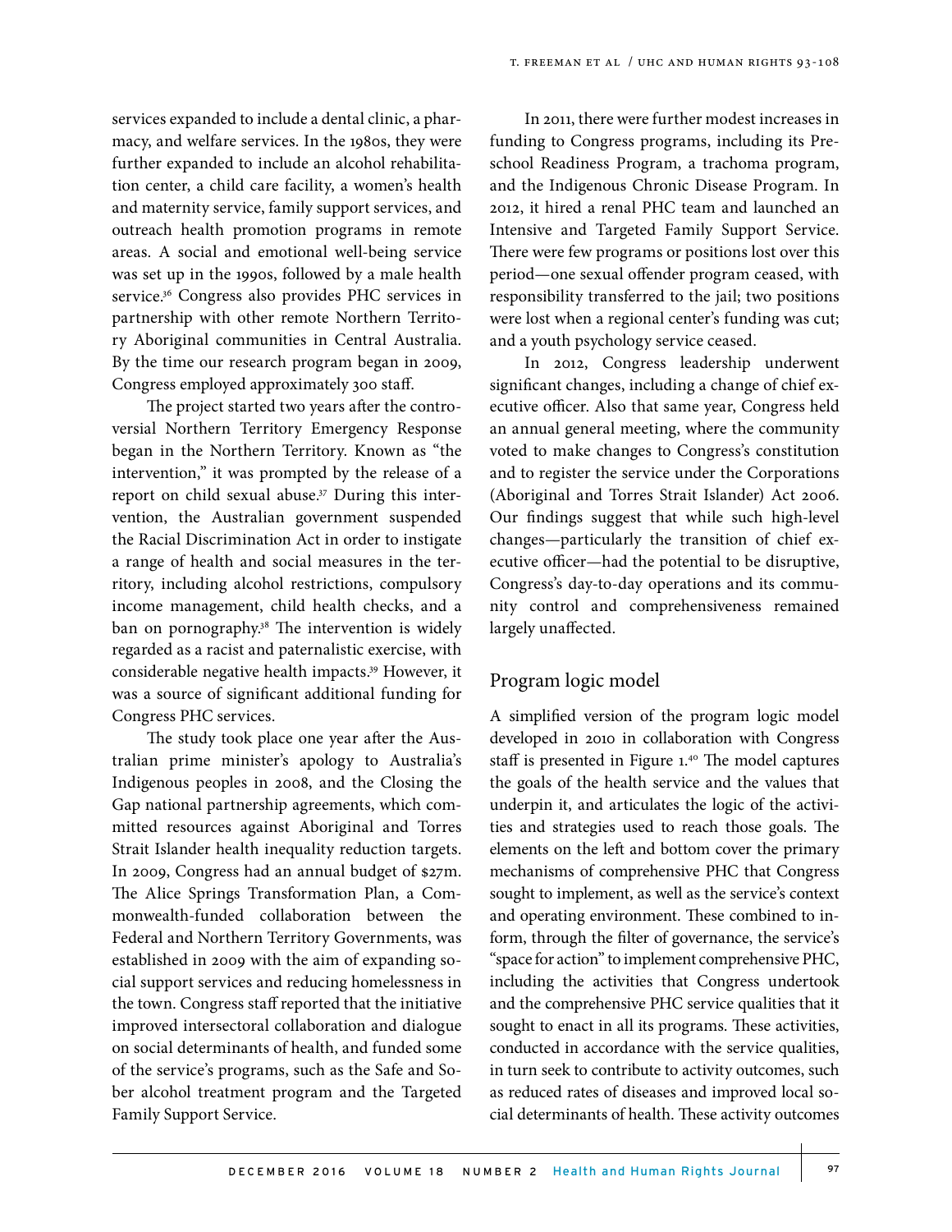services expanded to include a dental clinic, a pharmacy, and welfare services. In the 1980s, they were further expanded to include an alcohol rehabilitation center, a child care facility, a women's health and maternity service, family support services, and outreach health promotion programs in remote areas. A social and emotional well-being service was set up in the 1990s, followed by a male health service.[36] Congress also provides PHC services in partnership with other remote Northern Territory Aboriginal communities in Central Australia. By the time our research program began in 2009, Congress employed approximately 300 staff.

The project started two years after the controversial Northern Territory Emergency Response began in the Northern Territory. Known as "the intervention," it was prompted by the release of a report on child sexual abuse.[37] During this intervention, the Australian government suspended the Racial Discrimination Act in order to instigate a range of health and social measures in the territory, including alcohol restrictions, compulsory income management, child health checks, and a ban on pornography.[38] The intervention is widely regarded as a racist and paternalistic exercise, with considerable negative health impacts.[39] However, it was a source of significant additional funding for Congress PHC services.

The study took place one year after the Australian prime minister's apology to Australia's Indigenous peoples in 2008, and the Closing the Gap national partnership agreements, which committed resources against Aboriginal and Torres Strait Islander health inequality reduction targets. In 2009, Congress had an annual budget of $27m. The Alice Springs Transformation Plan, a Commonwealth-funded collaboration between the Federal and Northern Territory Governments, was established in 2009 with the aim of expanding social support services and reducing homelessness in the town. Congress staff reported that the initiative improved intersectoral collaboration and dialogue on social determinants of health, and funded some of the service's programs, such as the Safe and Sober alcohol treatment program and the Targeted Family Support Service.

In 2011, there were further modest increases in funding to Congress programs, including its Preschool Readiness Program, a trachoma program, and the Indigenous Chronic Disease Program. In 2012, it hired a renal PHC team and launched an Intensive and Targeted Family Support Service. There were few programs or positions lost over this period—one sexual offender program ceased, with responsibility transferred to the jail; two positions were lost when a regional center's funding was cut; and a youth psychology service ceased.

In 2012, Congress leadership underwent significant changes, including a change of chief executive officer. Also that same year, Congress held an annual general meeting, where the community voted to make changes to Congress's constitution and to register the service under the Corporations (Aboriginal and Torres Strait Islander) Act 2006. Our findings suggest that while such high-level changes—particularly the transition of chief executive officer—had the potential to be disruptive, Congress's day-to-day operations and its community control and comprehensiveness remained largely unaffected.

## Program logic model

A simplified version of the program logic model developed in 2010 in collaboration with Congress staff is presented in Figure 1.[40] The model captures the goals of the health service and the values that underpin it, and articulates the logic of the activities and strategies used to reach those goals. The elements on the left and bottom cover the primary mechanisms of comprehensive PHC that Congress sought to implement, as well as the service's context and operating environment. These combined to inform, through the filter of governance, the service's "space for action" to implement comprehensive PHC, including the activities that Congress undertook and the comprehensive PHC service qualities that it sought to enact in all its programs. These activities, conducted in accordance with the service qualities, in turn seek to contribute to activity outcomes, such as reduced rates of diseases and improved local social determinants of health. These activity outcomes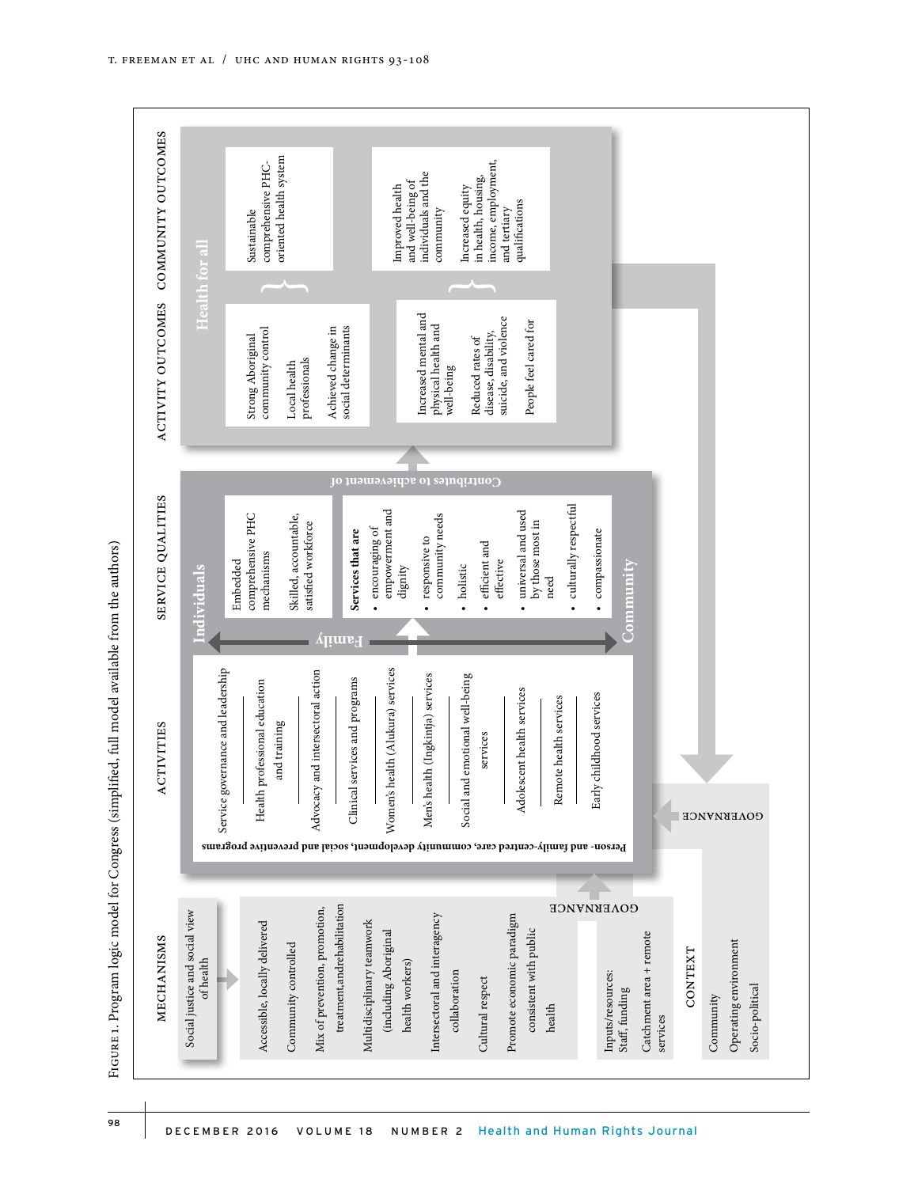Figure 1. Program logic model for Congress (simplified, full model available from the authors)

**MECHANISMS**

Social justice and social view of health

- Accessible, locally delivered
- Community controlled
- Mix of prevention, promotion, treatment, and rehabilitation
- Multidisciplinary teamwork (including Aboriginal health workers)
- Intersectoral and interagency collaboration
- Cultural respect
- Promote economic paradigm consistent with public health

GOVERNANCE

Inputs/resources: Staff, funding

Catchment area + remote services

**CONTEXT**

- Community
- Operating environment
- Socio-political

**ACTIVITIES**

- Service governance and leadership
- Health professional education and training
- Advocacy and intersectoral action
- Clinical services and programs
- Women's health (Alukura) services
- Men's health (Ingkintja) services
- Social and emotional well-being services
- Adolescent health services
- Remote health services
- Early childhood services

Person- and family-centred care, community development, social and preventive programs

GOVERNANCE

**SERVICE QUALITIES**

Individuals — Family — Community

- Embedded comprehensive PHC mechanisms
- Skilled, accountable, satisfied workforce

**Services that are**

- encouraging of empowerment and dignity
- responsive to community needs
- holistic
- efficient and effective
- universal and used by those most in need
- culturally respectful
- compassionate

Contributes to achievement of

**ACTIVITY OUTCOMES**

- Strong Aboriginal community control
- Local health professionals
- Achieved change in social determinants

- Increased mental and physical health and well-being
- Reduced rates of disease, disability, suicide, and violence
- People feel cared for

**COMMUNITY OUTCOMES**

Health for all

- Sustainable comprehensive PHC-oriented health system

- Improved health and well-being of individuals and the community
- Increased equity in health, housing, income, employment, and tertiary qualifications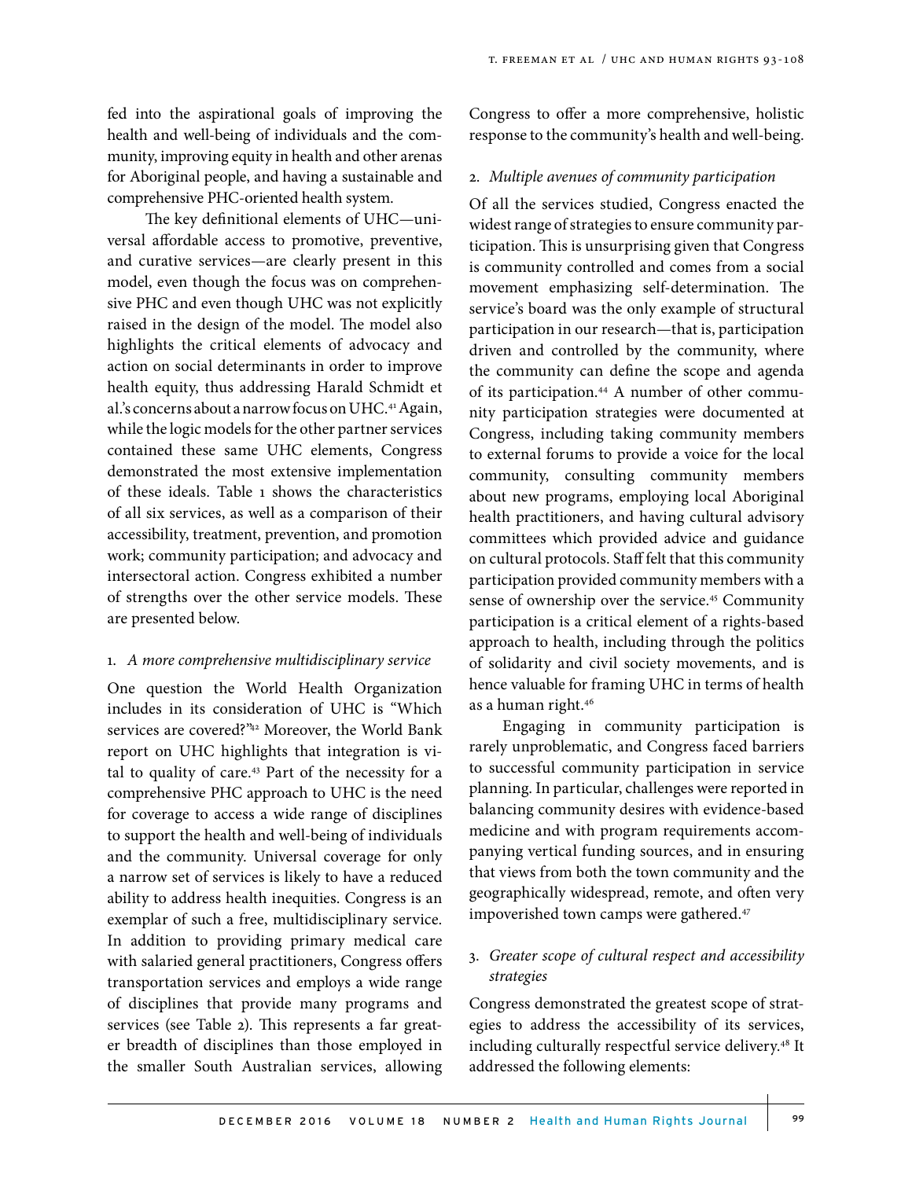fed into the aspirational goals of improving the health and well-being of individuals and the community, improving equity in health and other arenas for Aboriginal people, and having a sustainable and comprehensive PHC-oriented health system.

The key definitional elements of UHC—universal affordable access to promotive, preventive, and curative services—are clearly present in this model, even though the focus was on comprehensive PHC and even though UHC was not explicitly raised in the design of the model. The model also highlights the critical elements of advocacy and action on social determinants in order to improve health equity, thus addressing Harald Schmidt et al.'s concerns about a narrow focus on UHC.[41] Again, while the logic models for the other partner services contained these same UHC elements, Congress demonstrated the most extensive implementation of these ideals. Table 1 shows the characteristics of all six services, as well as a comparison of their accessibility, treatment, prevention, and promotion work; community participation; and advocacy and intersectoral action. Congress exhibited a number of strengths over the other service models. These are presented below.

1. *A more comprehensive multidisciplinary service*

One question the World Health Organization includes in its consideration of UHC is "Which services are covered?"[42] Moreover, the World Bank report on UHC highlights that integration is vital to quality of care.[43] Part of the necessity for a comprehensive PHC approach to UHC is the need for coverage to access a wide range of disciplines to support the health and well-being of individuals and the community. Universal coverage for only a narrow set of services is likely to have a reduced ability to address health inequities. Congress is an exemplar of such a free, multidisciplinary service. In addition to providing primary medical care with salaried general practitioners, Congress offers transportation services and employs a wide range of disciplines that provide many programs and services (see Table 2). This represents a far greater breadth of disciplines than those employed in the smaller South Australian services, allowing Congress to offer a more comprehensive, holistic response to the community's health and well-being.

2. *Multiple avenues of community participation*

Of all the services studied, Congress enacted the widest range of strategies to ensure community participation. This is unsurprising given that Congress is community controlled and comes from a social movement emphasizing self-determination. The service's board was the only example of structural participation in our research—that is, participation driven and controlled by the community, where the community can define the scope and agenda of its participation.[44] A number of other community participation strategies were documented at Congress, including taking community members to external forums to provide a voice for the local community, consulting community members about new programs, employing local Aboriginal health practitioners, and having cultural advisory committees which provided advice and guidance on cultural protocols. Staff felt that this community participation provided community members with a sense of ownership over the service.[45] Community participation is a critical element of a rights-based approach to health, including through the politics of solidarity and civil society movements, and is hence valuable for framing UHC in terms of health as a human right.[46]

Engaging in community participation is rarely unproblematic, and Congress faced barriers to successful community participation in service planning. In particular, challenges were reported in balancing community desires with evidence-based medicine and with program requirements accompanying vertical funding sources, and in ensuring that views from both the town community and the geographically widespread, remote, and often very impoverished town camps were gathered.[47]

3. *Greater scope of cultural respect and accessibility strategies*

Congress demonstrated the greatest scope of strategies to address the accessibility of its services, including culturally respectful service delivery.[48] It addressed the following elements: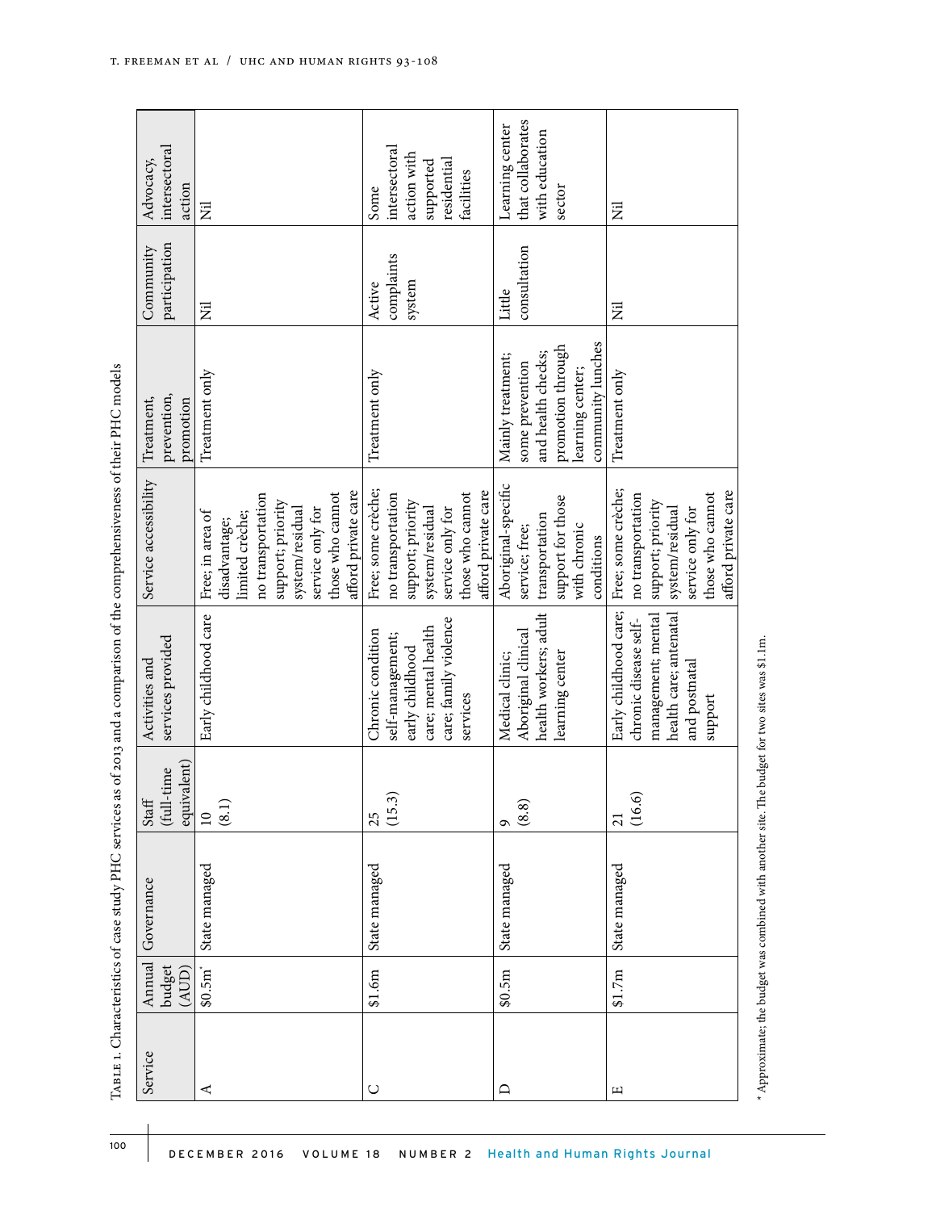Table 1. Characteristics of case study PHC services as of 2013 and a comparison of the comprehensiveness of their PHC models

| Service | Annual budget (AUD) | Governance | Staff (full-time equivalent) | Activities and services provided | Service accessibility | Treatment, prevention, promotion | Community participation | Advocacy, intersectoral action |
|---|---|---|---|---|---|---|---|---|
| A | $0.5m* | State managed | 10 (8.1) | Early childhood care | Free; in area of disadvantage; limited crèche; no transportation support; priority system/residual service only for those who cannot afford private care | Treatment only | Nil | Nil |
| C | $1.6m | State managed | 25 (15.3) | Chronic condition self-management; early childhood care; mental health care; family violence services | Free; some crèche; no transportation support; priority system/residual service only for those who cannot afford private care | Treatment only | Active complaints system | Some intersectoral action with supported residential facilities |
| D | $0.5m | State managed | 9 (8.8) | Medical clinic; Aboriginal clinical health workers; adult learning center | Aboriginal-specific service; free; transportation support for those with chronic conditions | Mainly treatment; some prevention and health checks; promotion through learning center; community lunches | Little consultation | Learning center that collaborates with education sector |
| E | $1.7m | State managed | 21 (16.6) | Early childhood care; chronic disease self-management; mental health care; antenatal and postnatal support | Free; some crèche; no transportation support; priority system/residual service only for those who cannot afford private care | Treatment only | Nil | Nil |

\* Approximate; the budget was combined with another site. The budget for two sites was $1.1m.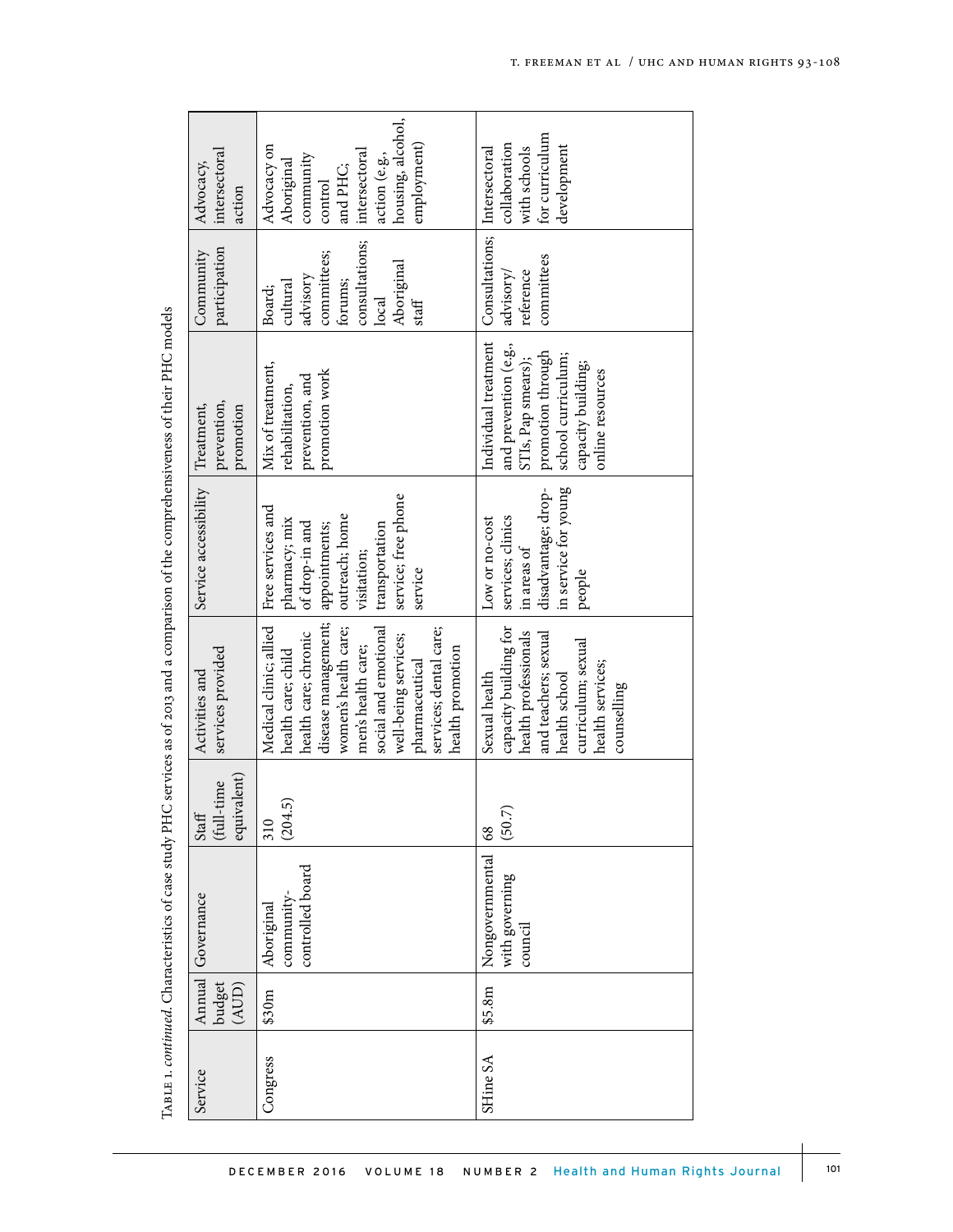Table 1. *continued*. Characteristics of case study PHC services as of 2013 and a comparison of the comprehensiveness of their PHC models

| Service | Annual budget (AUD) | Governance | Staff (full-time equivalent) | Activities and services provided | Service accessibility | Treatment, prevention, promotion | Community participation | Advocacy, intersectoral action |
|---|---|---|---|---|---|---|---|---|
| Congress | $30m | Aboriginal community-controlled board | 310 (204.5) | Medical clinic; allied health care; child health care; chronic disease management; women's health care; men's health care; social and emotional well-being services; pharmaceutical services; dental care; health promotion | Free services and pharmacy; mix of drop-in and appointments; outreach; home visitation; transportation service; free phone service | Mix of treatment, rehabilitation, prevention, and promotion work | Board; cultural advisory committees; forums; consultations; local Aboriginal staff | Advocacy on Aboriginal community control and PHC; intersectoral action (e.g., housing, alcohol, employment) |
| SHine SA | $5.8m | Nongovernmental with governing council | 68 (50.7) | Sexual health capacity building for health professionals and teachers; sexual health school curriculum; sexual health services; counselling | Low or no-cost services; clinics in areas of disadvantage; drop-in service for young people | Individual treatment and prevention (e.g., STIs, Pap smears); promotion through school curriculum; capacity building; online resources | Consultations; advisory/ reference committees | Intersectoral collaboration with schools for curriculum development |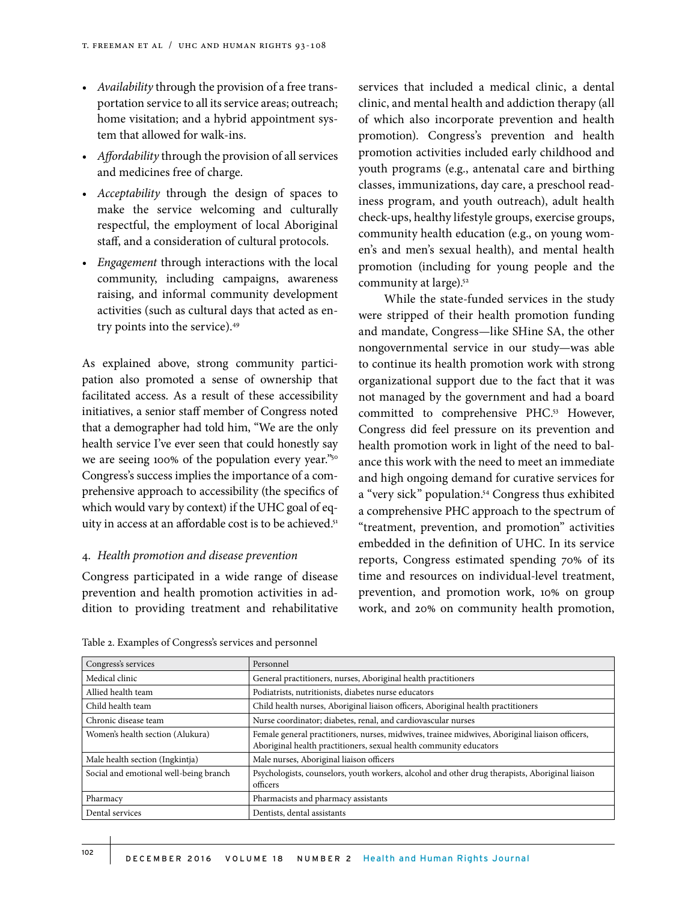- *Availability* through the provision of a free transportation service to all its service areas; outreach; home visitation; and a hybrid appointment system that allowed for walk-ins.
- *Affordability* through the provision of all services and medicines free of charge.
- *Acceptability* through the design of spaces to make the service welcoming and culturally respectful, the employment of local Aboriginal staff, and a consideration of cultural protocols.
- *Engagement* through interactions with the local community, including campaigns, awareness raising, and informal community development activities (such as cultural days that acted as entry points into the service).[49]

As explained above, strong community participation also promoted a sense of ownership that facilitated access. As a result of these accessibility initiatives, a senior staff member of Congress noted that a demographer had told him, "We are the only health service I've ever seen that could honestly say we are seeing 100% of the population every year."[50] Congress's success implies the importance of a comprehensive approach to accessibility (the specifics of which would vary by context) if the UHC goal of equity in access at an affordable cost is to be achieved.[51]

### 4. *Health promotion and disease prevention*

Congress participated in a wide range of disease prevention and health promotion activities in addition to providing treatment and rehabilitative services that included a medical clinic, a dental clinic, and mental health and addiction therapy (all of which also incorporate prevention and health promotion). Congress's prevention and health promotion activities included early childhood and youth programs (e.g., antenatal care and birthing classes, immunizations, day care, a preschool readiness program, and youth outreach), adult health check-ups, healthy lifestyle groups, exercise groups, community health education (e.g., on young women's and men's sexual health), and mental health promotion (including for young people and the community at large).[52]

While the state-funded services in the study were stripped of their health promotion funding and mandate, Congress—like SHine SA, the other nongovernmental service in our study—was able to continue its health promotion work with strong organizational support due to the fact that it was not managed by the government and had a board committed to comprehensive PHC.[53] However, Congress did feel pressure on its prevention and health promotion work in light of the need to balance this work with the need to meet an immediate and high ongoing demand for curative services for a "very sick" population.[54] Congress thus exhibited a comprehensive PHC approach to the spectrum of "treatment, prevention, and promotion" activities embedded in the definition of UHC. In its service reports, Congress estimated spending 70% of its time and resources on individual-level treatment, prevention, and promotion work, 10% on group work, and 20% on community health promotion,

Table 2. Examples of Congress's services and personnel

| Congress's services | Personnel |
|---|---|
| Medical clinic | General practitioners, nurses, Aboriginal health practitioners |
| Allied health team | Podiatrists, nutritionists, diabetes nurse educators |
| Child health team | Child health nurses, Aboriginal liaison officers, Aboriginal health practitioners |
| Chronic disease team | Nurse coordinator; diabetes, renal, and cardiovascular nurses |
| Women's health section (Alukura) | Female general practitioners, nurses, midwives, trainee midwives, Aboriginal liaison officers, Aboriginal health practitioners, sexual health community educators |
| Male health section (Ingkintja) | Male nurses, Aboriginal liaison officers |
| Social and emotional well-being branch | Psychologists, counselors, youth workers, alcohol and other drug therapists, Aboriginal liaison officers |
| Pharmacy | Pharmacists and pharmacy assistants |
| Dental services | Dentists, dental assistants |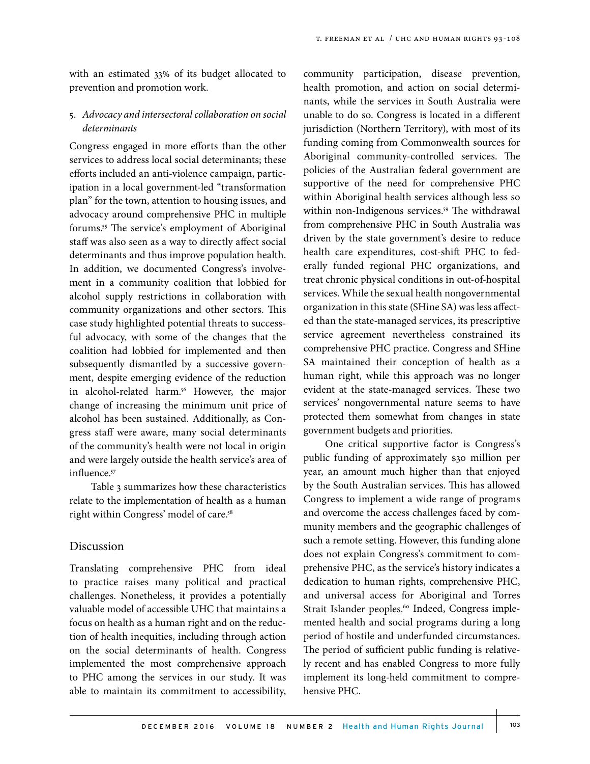with an estimated 33% of its budget allocated to prevention and promotion work.

5. *Advocacy and intersectoral collaboration on social determinants*

Congress engaged in more efforts than the other services to address local social determinants; these efforts included an anti-violence campaign, participation in a local government-led "transformation plan" for the town, attention to housing issues, and advocacy around comprehensive PHC in multiple forums.[55] The service's employment of Aboriginal staff was also seen as a way to directly affect social determinants and thus improve population health. In addition, we documented Congress's involvement in a community coalition that lobbied for alcohol supply restrictions in collaboration with community organizations and other sectors. This case study highlighted potential threats to successful advocacy, with some of the changes that the coalition had lobbied for implemented and then subsequently dismantled by a successive government, despite emerging evidence of the reduction in alcohol-related harm.[56] However, the major change of increasing the minimum unit price of alcohol has been sustained. Additionally, as Congress staff were aware, many social determinants of the community's health were not local in origin and were largely outside the health service's area of influence.[57]

Table 3 summarizes how these characteristics relate to the implementation of health as a human right within Congress' model of care.[58]

## Discussion

Translating comprehensive PHC from ideal to practice raises many political and practical challenges. Nonetheless, it provides a potentially valuable model of accessible UHC that maintains a focus on health as a human right and on the reduction of health inequities, including through action on the social determinants of health. Congress implemented the most comprehensive approach to PHC among the services in our study. It was able to maintain its commitment to accessibility, community participation, disease prevention, health promotion, and action on social determinants, while the services in South Australia were unable to do so. Congress is located in a different jurisdiction (Northern Territory), with most of its funding coming from Commonwealth sources for Aboriginal community-controlled services. The policies of the Australian federal government are supportive of the need for comprehensive PHC within Aboriginal health services although less so within non-Indigenous services.[59] The withdrawal from comprehensive PHC in South Australia was driven by the state government's desire to reduce health care expenditures, cost-shift PHC to federally funded regional PHC organizations, and treat chronic physical conditions in out-of-hospital services. While the sexual health nongovernmental organization in this state (SHine SA) was less affected than the state-managed services, its prescriptive service agreement nevertheless constrained its comprehensive PHC practice. Congress and SHine SA maintained their conception of health as a human right, while this approach was no longer evident at the state-managed services. These two services' nongovernmental nature seems to have protected them somewhat from changes in state government budgets and priorities.

One critical supportive factor is Congress's public funding of approximately $30 million per year, an amount much higher than that enjoyed by the South Australian services. This has allowed Congress to implement a wide range of programs and overcome the access challenges faced by community members and the geographic challenges of such a remote setting. However, this funding alone does not explain Congress's commitment to comprehensive PHC, as the service's history indicates a dedication to human rights, comprehensive PHC, and universal access for Aboriginal and Torres Strait Islander peoples.[60] Indeed, Congress implemented health and social programs during a long period of hostile and underfunded circumstances. The period of sufficient public funding is relatively recent and has enabled Congress to more fully implement its long-held commitment to comprehensive PHC.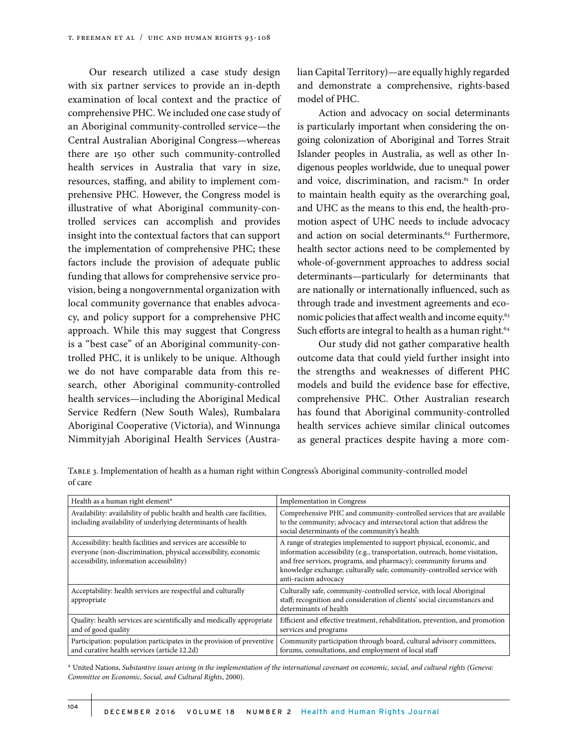Our research utilized a case study design with six partner services to provide an in-depth examination of local context and the practice of comprehensive PHC. We included one case study of an Aboriginal community-controlled service—the Central Australian Aboriginal Congress—whereas there are 150 other such community-controlled health services in Australia that vary in size, resources, staffing, and ability to implement comprehensive PHC. However, the Congress model is illustrative of what Aboriginal community-controlled services can accomplish and provides insight into the contextual factors that can support the implementation of comprehensive PHC; these factors include the provision of adequate public funding that allows for comprehensive service provision, being a nongovernmental organization with local community governance that enables advocacy, and policy support for a comprehensive PHC approach. While this may suggest that Congress is a "best case" of an Aboriginal community-controlled PHC, it is unlikely to be unique. Although we do not have comparable data from this research, other Aboriginal community-controlled health services—including the Aboriginal Medical Service Redfern (New South Wales), Rumbalara Aboriginal Cooperative (Victoria), and Winnunga Nimmityjah Aboriginal Health Services (Australian Capital Territory)—are equally highly regarded and demonstrate a comprehensive, rights-based model of PHC.

Action and advocacy on social determinants is particularly important when considering the ongoing colonization of Aboriginal and Torres Strait Islander peoples in Australia, as well as other Indigenous peoples worldwide, due to unequal power and voice, discrimination, and racism.[61] In order to maintain health equity as the overarching goal, and UHC as the means to this end, the health-promotion aspect of UHC needs to include advocacy and action on social determinants.[62] Furthermore, health sector actions need to be complemented by whole-of-government approaches to address social determinants—particularly for determinants that are nationally or internationally influenced, such as through trade and investment agreements and economic policies that affect wealth and income equity.[63] Such efforts are integral to health as a human right.[64]

Our study did not gather comparative health outcome data that could yield further insight into the strengths and weaknesses of different PHC models and build the evidence base for effective, comprehensive PHC. Other Australian research has found that Aboriginal community-controlled health services achieve similar clinical outcomes as general practices despite having a more com-

Table 3. Implementation of health as a human right within Congress's Aboriginal community-controlled model of care

| Health as a human right element* | Implementation in Congress |
|---|---|
| Availability: availability of public health and health care facilities, including availability of underlying determinants of health | Comprehensive PHC and community-controlled services that are available to the community; advocacy and intersectoral action that address the social determinants of the community's health |
| Accessibility: health facilities and services are accessible to everyone (non-discrimination, physical accessibility, economic accessibility, information accessibility) | A range of strategies implemented to support physical, economic, and information accessibility (e.g., transportation, outreach, home visitation, and free services, programs, and pharmacy); community forums and knowledge exchange; culturally safe, community-controlled service with anti-racism advocacy |
| Acceptability: health services are respectful and culturally appropriate | Culturally safe, community-controlled service, with local Aboriginal staff; recognition and consideration of clients' social circumstances and determinants of health |
| Quality: health services are scientifically and medically appropriate and of good quality | Efficient and effective treatment, rehabilitation, prevention, and promotion services and programs |
| Participation: population participates in the provision of preventive and curative health services (article 12.2d) | Community participation through board, cultural advisory committees, forums, consultations, and employment of local staff |

\* United Nations, *Substantive issues arising in the implementation of the international covenant on economic, social, and cultural rights (Geneva: Committee on Economic, Social, and Cultural Rights*, 2000).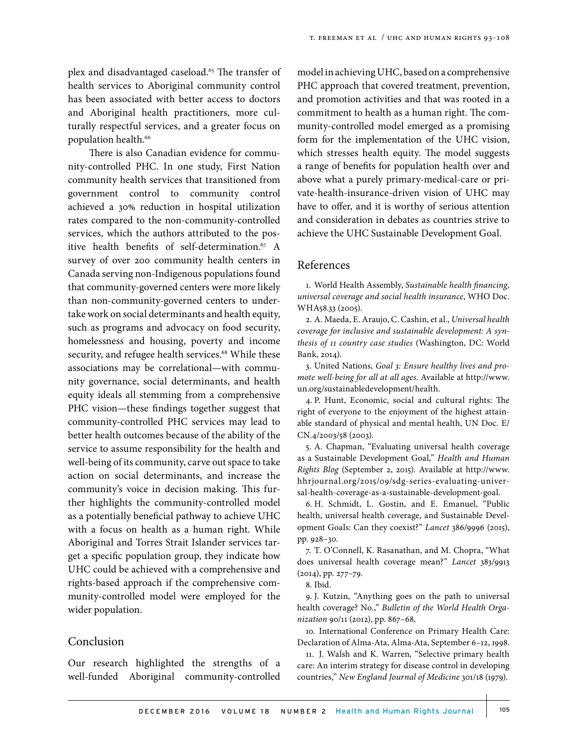plex and disadvantaged caseload.[65] The transfer of health services to Aboriginal community control has been associated with better access to doctors and Aboriginal health practitioners, more culturally respectful services, and a greater focus on population health.[66]

There is also Canadian evidence for community-controlled PHC. In one study, First Nation community health services that transitioned from government control to community control achieved a 30% reduction in hospital utilization rates compared to the non-community-controlled services, which the authors attributed to the positive health benefits of self-determination.[67] A survey of over 200 community health centers in Canada serving non-Indigenous populations found that community-governed centers were more likely than non-community-governed centers to undertake work on social determinants and health equity, such as programs and advocacy on food security, homelessness and housing, poverty and income security, and refugee health services.[68] While these associations may be correlational—with community governance, social determinants, and health equity ideals all stemming from a comprehensive PHC vision—these findings together suggest that community-controlled PHC services may lead to better health outcomes because of the ability of the service to assume responsibility for the health and well-being of its community, carve out space to take action on social determinants, and increase the community's voice in decision making. This further highlights the community-controlled model as a potentially beneficial pathway to achieve UHC with a focus on health as a human right. While Aboriginal and Torres Strait Islander services target a specific population group, they indicate how UHC could be achieved with a comprehensive and rights-based approach if the comprehensive community-controlled model were employed for the wider population.

## Conclusion

Our research highlighted the strengths of a well-funded Aboriginal community-controlled model in achieving UHC, based on a comprehensive PHC approach that covered treatment, prevention, and promotion activities and that was rooted in a commitment to health as a human right. The community-controlled model emerged as a promising form for the implementation of the UHC vision, which stresses health equity. The model suggests a range of benefits for population health over and above what a purely primary-medical-care or private-health-insurance-driven vision of UHC may have to offer, and it is worthy of serious attention and consideration in debates as countries strive to achieve the UHC Sustainable Development Goal.

## References

1. World Health Assembly, *Sustainable health financing, universal coverage and social health insurance*, WHO Doc. WHA58.33 (2005).

2. A. Maeda, E. Araujo, C. Cashin, et al., *Universal health coverage for inclusive and sustainable development: A synthesis of 11 country case studies* (Washington, DC: World Bank, 2014).

3. United Nations, *Goal 3: Ensure healthy lives and promote well-being for all at all ages*. Available at http://www.un.org/sustainabledevelopment/health.

4. P. Hunt, Economic, social and cultural rights: The right of everyone to the enjoyment of the highest attainable standard of physical and mental health, UN Doc. E/CN.4/2003/58 (2003).

5. A. Chapman, "Evaluating universal health coverage as a Sustainable Development Goal," *Health and Human Rights Blog* (September 2, 2015). Available at http://www.hhrjournal.org/2015/09/sdg-series-evaluating-universal-health-coverage-as-a-sustainable-development-goal.

6. H. Schmidt, L. Gostin, and E. Emanuel, "Public health, universal health coverage, and Sustainable Development Goals: Can they coexist?" *Lancet* 386/9996 (2015), pp. 928–30.

7. T. O'Connell, K. Rasanathan, and M. Chopra, "What does universal health coverage mean?" *Lancet* 383/9913 (2014), pp. 277–79.

8. Ibid.

9. J. Kutzin, "Anything goes on the path to universal health coverage? No.," *Bulletin of the World Health Organization* 90/11 (2012), pp. 867–68.

10. International Conference on Primary Health Care: Declaration of Alma-Ata, Alma-Ata, September 6–12, 1998.

11. J. Walsh and K. Warren, "Selective primary health care: An interim strategy for disease control in developing countries," *New England Journal of Medicine* 301/18 (1979).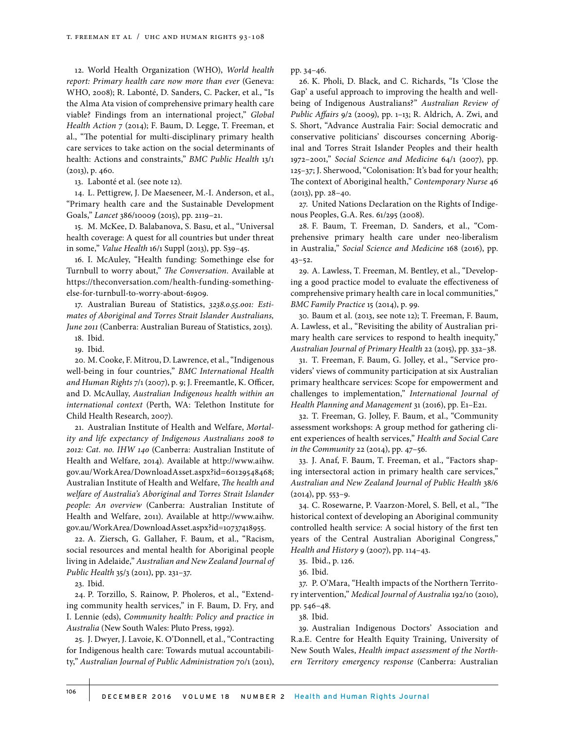12. World Health Organization (WHO), *World health report: Primary health care now more than ever* (Geneva: WHO, 2008); R. Labonté, D. Sanders, C. Packer, et al., "Is the Alma Ata vision of comprehensive primary health care viable? Findings from an international project," *Global Health Action* 7 (2014); F. Baum, D. Legge, T. Freeman, et al., "The potential for multi-disciplinary primary health care services to take action on the social determinants of health: Actions and constraints," *BMC Public Health* 13/1 (2013), p. 460.

13. Labonté et al. (see note 12).

14. L. Pettigrew, J. De Maeseneer, M.-I. Anderson, et al., "Primary health care and the Sustainable Development Goals," *Lancet* 386/10009 (2015), pp. 2119–21.

15. M. McKee, D. Balabanova, S. Basu, et al., "Universal health coverage: A quest for all countries but under threat in some," *Value Health* 16/1 Suppl (2013), pp. S39–45.

16. I. McAuley, "Health funding: Somethinge else for Turnbull to worry about," *The Conversation*. Available at https://theconversation.com/health-funding-something-else-for-turnbull-to-worry-about-61909.

17. Australian Bureau of Statistics, *3238.0.55.001: Estimates of Aboriginal and Torres Strait Islander Australians, June 2011* (Canberra: Australian Bureau of Statistics, 2013).

18. Ibid.

19. Ibid.

20. M. Cooke, F. Mitrou, D. Lawrence, et al., "Indigenous well-being in four countries," *BMC International Health and Human Rights* 7/1 (2007), p. 9; J. Freemantle, K. Officer, and D. McAullay, *Australian Indigenous health within an international context* (Perth, WA: Telethon Institute for Child Health Research, 2007).

21. Australian Institute of Health and Welfare, *Mortality and life expectancy of Indigenous Australians 2008 to 2012: Cat. no. IHW 140* (Canberra: Australian Institute of Health and Welfare, 2014). Available at http://www.aihw.gov.au/WorkArea/DownloadAsset.aspx?id=60129548468; Australian Institute of Health and Welfare, *The health and welfare of Australia's Aboriginal and Torres Strait Islander people: An overview* (Canberra: Australian Institute of Health and Welfare, 2011). Available at http://www.aihw.gov.au/WorkArea/DownloadAsset.aspx?id=10737418955.

22. A. Ziersch, G. Gallaher, F. Baum, et al., "Racism, social resources and mental health for Aboriginal people living in Adelaide," *Australian and New Zealand Journal of Public Health* 35/3 (2011), pp. 231–37.

23. Ibid.

24. P. Torzillo, S. Rainow, P. Pholeros, et al., "Extending community health services," in F. Baum, D. Fry, and I. Lennie (eds), *Community health: Policy and practice in Australia* (New South Wales: Pluto Press, 1992).

25. J. Dwyer, J. Lavoie, K. O'Donnell, et al., "Contracting for Indigenous health care: Towards mutual accountability," *Australian Journal of Public Administration* 70/1 (2011), pp. 34–46.

26. K. Pholi, D. Black, and C. Richards, "Is 'Close the Gap' a useful approach to improving the health and wellbeing of Indigenous Australians?" *Australian Review of Public Affairs* 9/2 (2009), pp. 1–13; R. Aldrich, A. Zwi, and S. Short, "Advance Australia Fair: Social democratic and conservative politicians' discourses concerning Aboriginal and Torres Strait Islander Peoples and their health 1972–2001," *Social Science and Medicine* 64/1 (2007), pp. 125–37; J. Sherwood, "Colonisation: It's bad for your health; The context of Aboriginal health," *Contemporary Nurse* 46 (2013), pp. 28–40.

27. United Nations Declaration on the Rights of Indigenous Peoples, G.A. Res. 61/295 (2008).

28. F. Baum, T. Freeman, D. Sanders, et al., "Comprehensive primary health care under neo-liberalism in Australia," *Social Science and Medicine* 168 (2016), pp. 43–52.

29. A. Lawless, T. Freeman, M. Bentley, et al., "Developing a good practice model to evaluate the effectiveness of comprehensive primary health care in local communities," *BMC Family Practice* 15 (2014), p. 99.

30. Baum et al. (2013, see note 12); T. Freeman, F. Baum, A. Lawless, et al., "Revisiting the ability of Australian primary health care services to respond to health inequity," *Australian Journal of Primary Health* 22 (2015), pp. 332–38.

31. T. Freeman, F. Baum, G. Jolley, et al., "Service providers' views of community participation at six Australian primary healthcare services: Scope for empowerment and challenges to implementation," *International Journal of Health Planning and Management* 31 (2016), pp. E1–E21.

32. T. Freeman, G. Jolley, F. Baum, et al., "Community assessment workshops: A group method for gathering client experiences of health services," *Health and Social Care in the Community* 22 (2014), pp. 47–56.

33. J. Anaf, F. Baum, T. Freeman, et al., "Factors shaping intersectoral action in primary health care services," *Australian and New Zealand Journal of Public Health* 38/6 (2014), pp. 553–9.

34. C. Rosewarne, P. Vaarzon-Morel, S. Bell, et al., "The historical context of developing an Aboriginal community controlled health service: A social history of the first ten years of the Central Australian Aboriginal Congress," *Health and History* 9 (2007), pp. 114–43.

35. Ibid., p. 126.

36. Ibid.

37. P. O'Mara, "Health impacts of the Northern Territory intervention," *Medical Journal of Australia* 192/10 (2010), pp. 546–48.

38. Ibid.

39. Australian Indigenous Doctors' Association and R.a.E. Centre for Health Equity Training, University of New South Wales, *Health impact assessment of the Northern Territory emergency response* (Canberra: Australian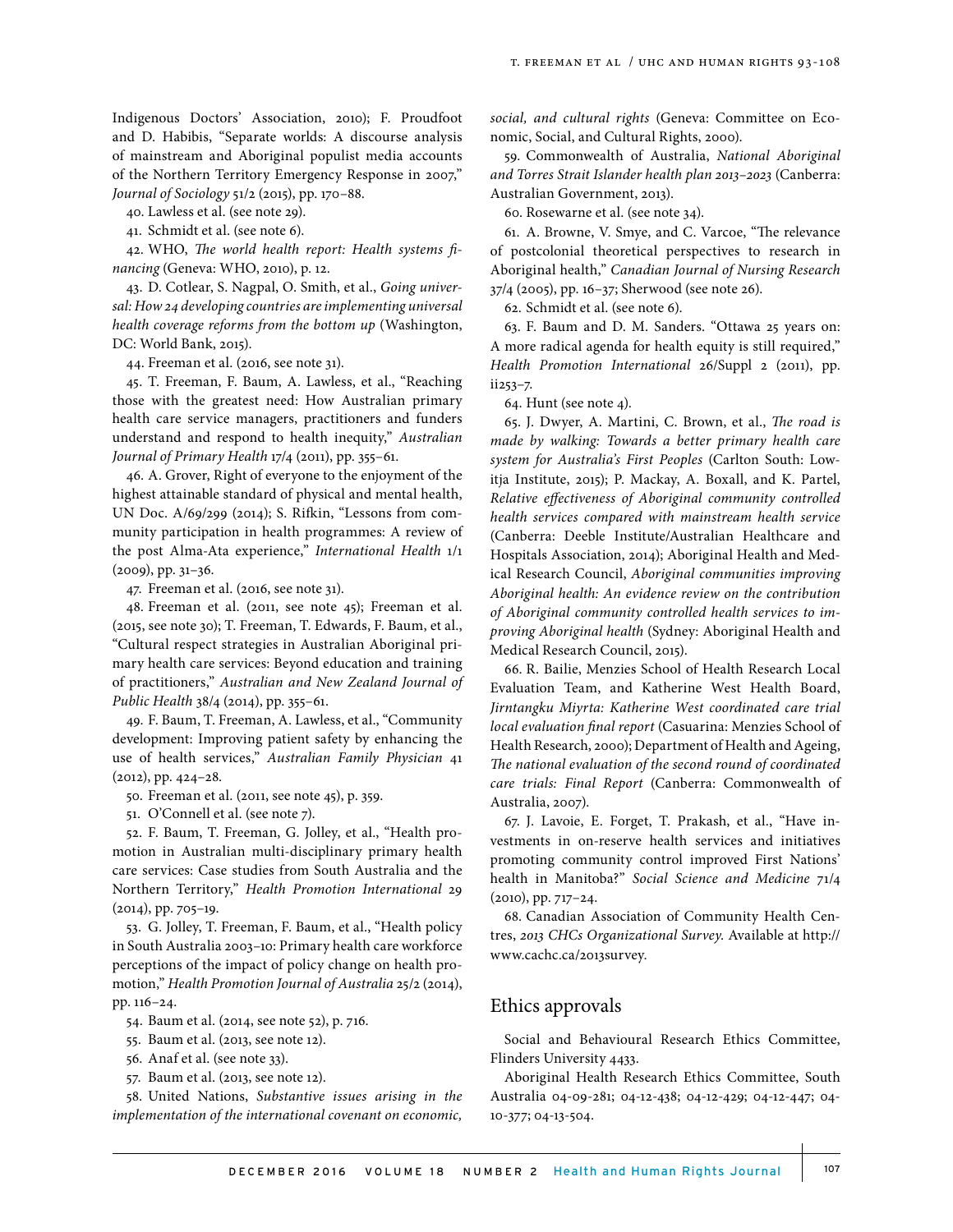Indigenous Doctors' Association, 2010); F. Proudfoot and D. Habibis, "Separate worlds: A discourse analysis of mainstream and Aboriginal populist media accounts of the Northern Territory Emergency Response in 2007," *Journal of Sociology* 51/2 (2015), pp. 170–88.

40. Lawless et al. (see note 29).

41. Schmidt et al. (see note 6).

42. WHO, *The world health report: Health systems financing* (Geneva: WHO, 2010), p. 12.

43. D. Cotlear, S. Nagpal, O. Smith, et al., *Going universal: How 24 developing countries are implementing universal health coverage reforms from the bottom up* (Washington, DC: World Bank, 2015).

44. Freeman et al. (2016, see note 31).

45. T. Freeman, F. Baum, A. Lawless, et al., "Reaching those with the greatest need: How Australian primary health care service managers, practitioners and funders understand and respond to health inequity," *Australian Journal of Primary Health* 17/4 (2011), pp. 355–61.

46. A. Grover, Right of everyone to the enjoyment of the highest attainable standard of physical and mental health, UN Doc. A/69/299 (2014); S. Rifkin, "Lessons from community participation in health programmes: A review of the post Alma-Ata experience," *International Health* 1/1 (2009), pp. 31–36.

47. Freeman et al. (2016, see note 31).

48. Freeman et al. (2011, see note 45); Freeman et al. (2015, see note 30); T. Freeman, T. Edwards, F. Baum, et al., "Cultural respect strategies in Australian Aboriginal primary health care services: Beyond education and training of practitioners," *Australian and New Zealand Journal of Public Health* 38/4 (2014), pp. 355–61.

49. F. Baum, T. Freeman, A. Lawless, et al., "Community development: Improving patient safety by enhancing the use of health services," *Australian Family Physician* 41 (2012), pp. 424–28.

50. Freeman et al. (2011, see note 45), p. 359.

51. O'Connell et al. (see note 7).

52. F. Baum, T. Freeman, G. Jolley, et al., "Health promotion in Australian multi-disciplinary primary health care services: Case studies from South Australia and the Northern Territory," *Health Promotion International* 29 (2014), pp. 705–19.

53. G. Jolley, T. Freeman, F. Baum, et al., "Health policy in South Australia 2003–10: Primary health care workforce perceptions of the impact of policy change on health promotion," *Health Promotion Journal of Australia* 25/2 (2014), pp. 116–24.

54. Baum et al. (2014, see note 52), p. 716.

55. Baum et al. (2013, see note 12).

56. Anaf et al. (see note 33).

57. Baum et al. (2013, see note 12).

58. United Nations, *Substantive issues arising in the implementation of the international covenant on economic, social, and cultural rights* (Geneva: Committee on Economic, Social, and Cultural Rights, 2000).

59. Commonwealth of Australia, *National Aboriginal and Torres Strait Islander health plan 2013–2023* (Canberra: Australian Government, 2013).

60. Rosewarne et al. (see note 34).

61. A. Browne, V. Smye, and C. Varcoe, "The relevance of postcolonial theoretical perspectives to research in Aboriginal health," *Canadian Journal of Nursing Research* 37/4 (2005), pp. 16–37; Sherwood (see note 26).

62. Schmidt et al. (see note 6).

63. F. Baum and D. M. Sanders. "Ottawa 25 years on: A more radical agenda for health equity is still required," *Health Promotion International* 26/Suppl 2 (2011), pp. ii253–7.

64. Hunt (see note 4).

65. J. Dwyer, A. Martini, C. Brown, et al., *The road is made by walking: Towards a better primary health care system for Australia's First Peoples* (Carlton South: Lowitja Institute, 2015); P. Mackay, A. Boxall, and K. Partel, *Relative effectiveness of Aboriginal community controlled health services compared with mainstream health service* (Canberra: Deeble Institute/Australian Healthcare and Hospitals Association, 2014); Aboriginal Health and Medical Research Council, *Aboriginal communities improving Aboriginal health: An evidence review on the contribution of Aboriginal community controlled health services to improving Aboriginal health* (Sydney: Aboriginal Health and Medical Research Council, 2015).

66. R. Bailie, Menzies School of Health Research Local Evaluation Team, and Katherine West Health Board, *Jirntangku Miyrta: Katherine West coordinated care trial local evaluation final report* (Casuarina: Menzies School of Health Research, 2000); Department of Health and Ageing, *The national evaluation of the second round of coordinated care trials: Final Report* (Canberra: Commonwealth of Australia, 2007).

67. J. Lavoie, E. Forget, T. Prakash, et al., "Have investments in on-reserve health services and initiatives promoting community control improved First Nations' health in Manitoba?" *Social Science and Medicine* 71/4 (2010), pp. 717–24.

68. Canadian Association of Community Health Centres, *2013 CHCs Organizational Survey*. Available at http://www.cachc.ca/2013survey.

## Ethics approvals

Social and Behavioural Research Ethics Committee, Flinders University 4433.

Aboriginal Health Research Ethics Committee, South Australia 04-09-281; 04-12-438; 04-12-429; 04-12-447; 04-10-377; 04-13-504.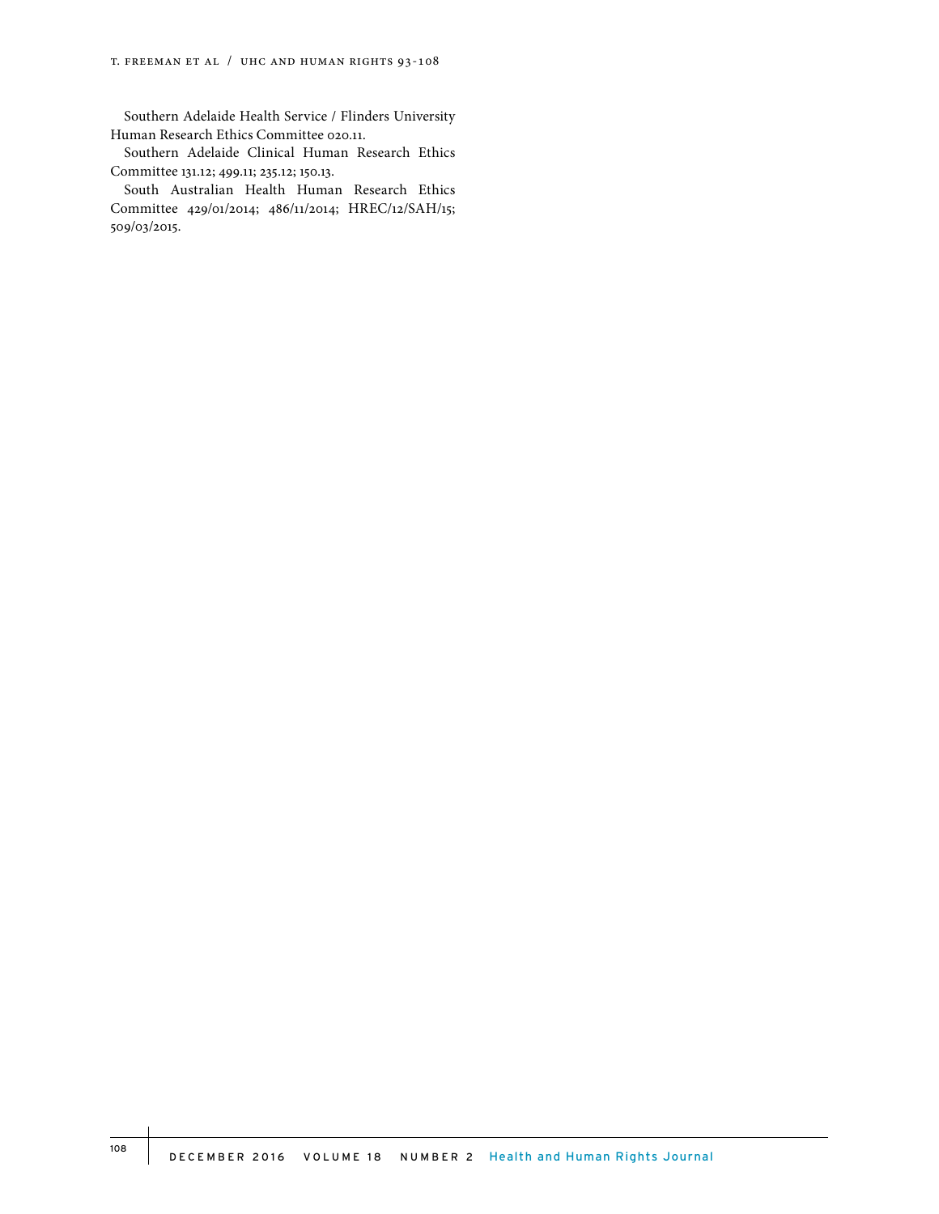Southern Adelaide Health Service / Flinders University Human Research Ethics Committee 020.11.

Southern Adelaide Clinical Human Research Ethics Committee 131.12; 499.11; 235.12; 150.13.

South Australian Health Human Research Ethics Committee 429/01/2014; 486/11/2014; HREC/12/SAH/15; 509/03/2015.